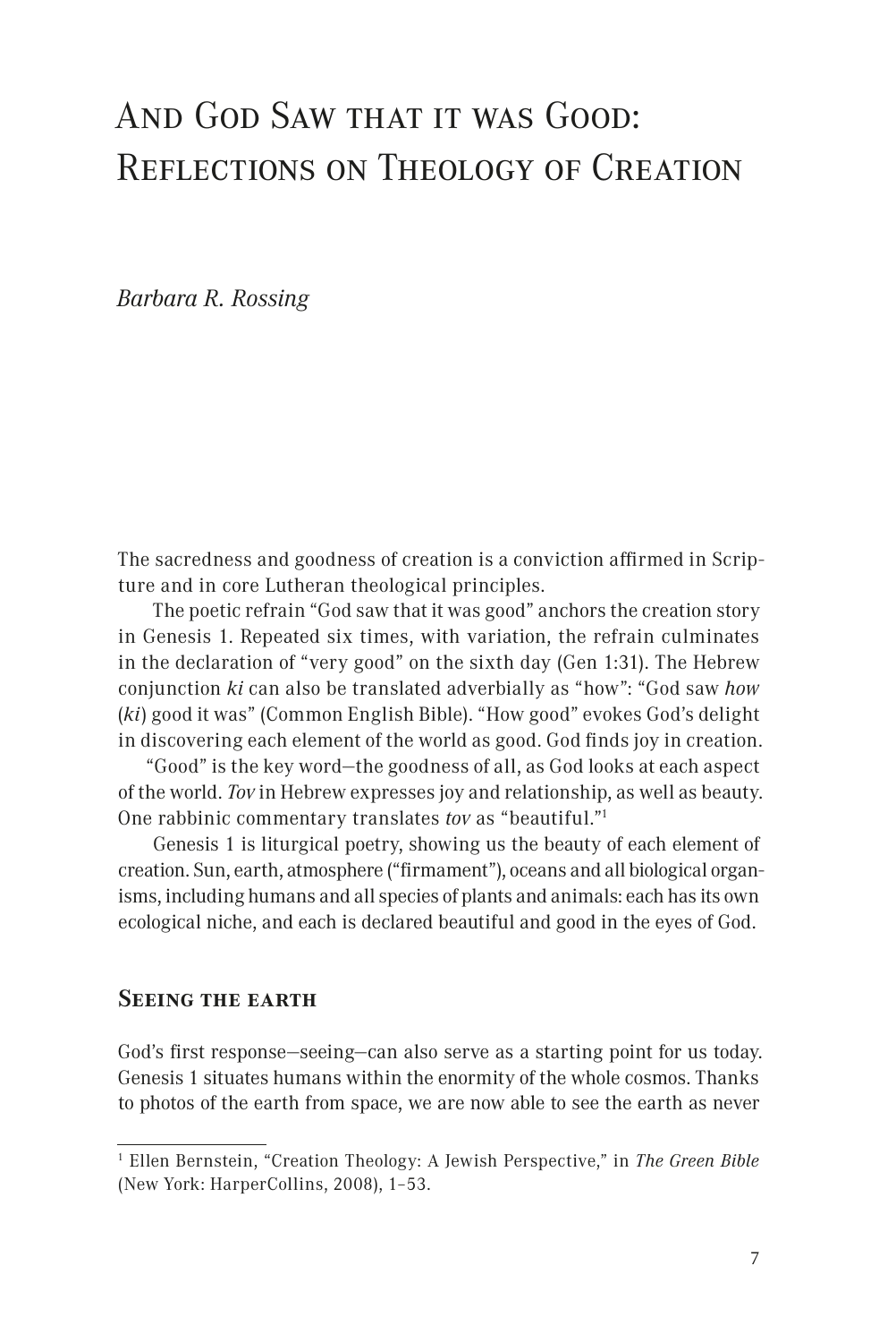# And God Saw that it was Good: Reflections on Theology of Creation

*Barbara R. Rossing*

The sacredness and goodness of creation is a conviction affirmed in Scripture and in core Lutheran theological principles.

The poetic refrain "God saw that it was good" anchors the creation story in Genesis 1. Repeated six times, with variation, the refrain culminates in the declaration of "very good" on the sixth day (Gen 1:31). The Hebrew conjunction *ki* can also be translated adverbially as "how": "God saw *how* (*ki*) good it was" (Common English Bible). "How good" evokes God's delight in discovering each element of the world as good. God finds joy in creation.

"Good" is the key word—the goodness of all, as God looks at each aspect of the world. *Tov* in Hebrew expresses joy and relationship, as well as beauty. One rabbinic commentary translates *tov* as "beautiful."[1]

Genesis 1 is liturgical poetry, showing us the beauty of each element of creation. Sun, earth, atmosphere ("firmament"), oceans and all biological organisms, including humans and all species of plants and animals: each has its own ecological niche, and each is declared beautiful and good in the eyes of God.

## Seeing the earth

God's first response—seeing—can also serve as a starting point for us today. Genesis 1 situates humans within the enormity of the whole cosmos. Thanks to photos of the earth from space, we are now able to see the earth as never

---

[1] Ellen Bernstein, "Creation Theology: A Jewish Perspective," in *The Green Bible* (New York: HarperCollins, 2008), 1–53.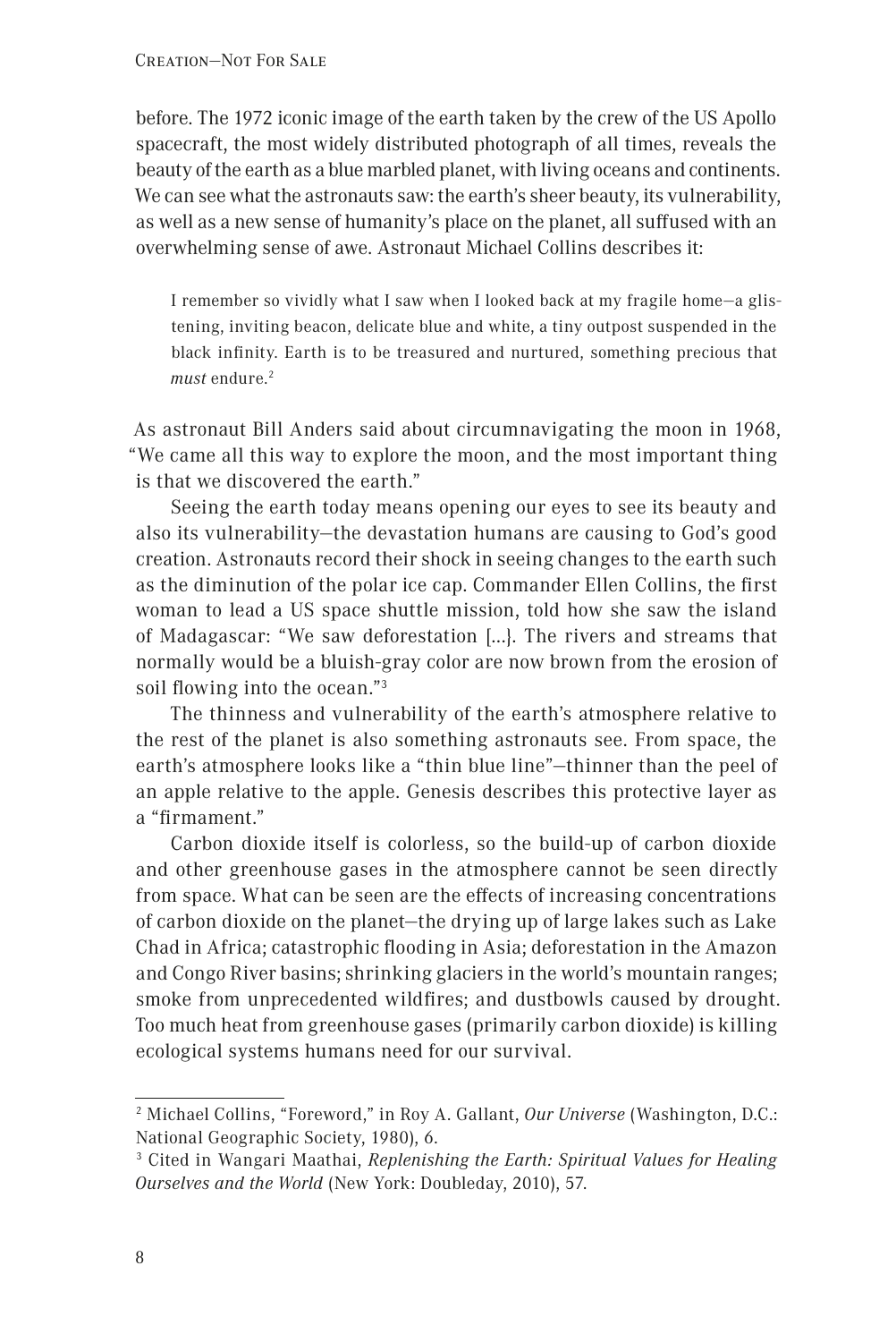before. The 1972 iconic image of the earth taken by the crew of the US Apollo spacecraft, the most widely distributed photograph of all times, reveals the beauty of the earth as a blue marbled planet, with living oceans and continents. We can see what the astronauts saw: the earth's sheer beauty, its vulnerability, as well as a new sense of humanity's place on the planet, all suffused with an overwhelming sense of awe. Astronaut Michael Collins describes it:

> I remember so vividly what I saw when I looked back at my fragile home—a glistening, inviting beacon, delicate blue and white, a tiny outpost suspended in the black infinity. Earth is to be treasured and nurtured, something precious that *must* endure.[2]

As astronaut Bill Anders said about circumnavigating the moon in 1968, "We came all this way to explore the moon, and the most important thing is that we discovered the earth."

Seeing the earth today means opening our eyes to see its beauty and also its vulnerability—the devastation humans are causing to God's good creation. Astronauts record their shock in seeing changes to the earth such as the diminution of the polar ice cap. Commander Ellen Collins, the first woman to lead a US space shuttle mission, told how she saw the island of Madagascar: "We saw deforestation […]. The rivers and streams that normally would be a bluish-gray color are now brown from the erosion of soil flowing into the ocean."[3]

The thinness and vulnerability of the earth's atmosphere relative to the rest of the planet is also something astronauts see. From space, the earth's atmosphere looks like a "thin blue line"—thinner than the peel of an apple relative to the apple. Genesis describes this protective layer as a "firmament."

Carbon dioxide itself is colorless, so the build-up of carbon dioxide and other greenhouse gases in the atmosphere cannot be seen directly from space. What can be seen are the effects of increasing concentrations of carbon dioxide on the planet—the drying up of large lakes such as Lake Chad in Africa; catastrophic flooding in Asia; deforestation in the Amazon and Congo River basins; shrinking glaciers in the world's mountain ranges; smoke from unprecedented wildfires; and dustbowls caused by drought. Too much heat from greenhouse gases (primarily carbon dioxide) is killing ecological systems humans need for our survival.

---

[2] Michael Collins, "Foreword," in Roy A. Gallant, *Our Universe* (Washington, D.C.: National Geographic Society, 1980), 6.

[3] Cited in Wangari Maathai, *Replenishing the Earth: Spiritual Values for Healing Ourselves and the World* (New York: Doubleday, 2010), 57.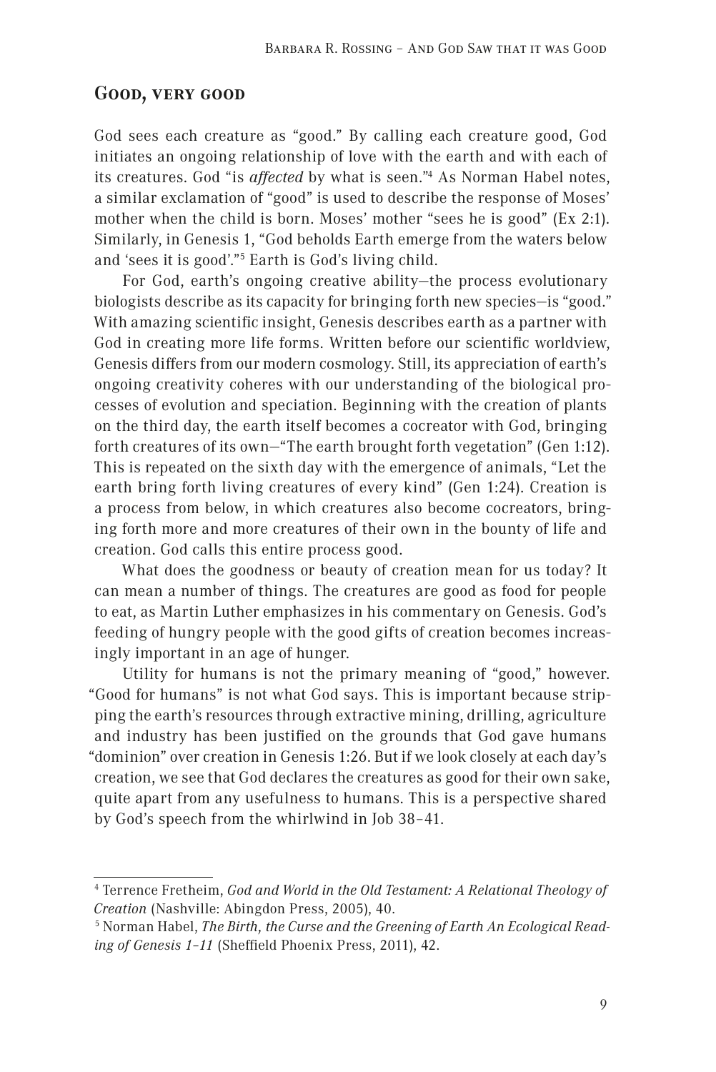## Good, very good

God sees each creature as "good." By calling each creature good, God initiates an ongoing relationship of love with the earth and with each of its creatures. God "is *affected* by what is seen."[4] As Norman Habel notes, a similar exclamation of "good" is used to describe the response of Moses' mother when the child is born. Moses' mother "sees he is good" (Ex 2:1). Similarly, in Genesis 1, "God beholds Earth emerge from the waters below and 'sees it is good'."[5] Earth is God's living child.

For God, earth's ongoing creative ability—the process evolutionary biologists describe as its capacity for bringing forth new species—is "good." With amazing scientific insight, Genesis describes earth as a partner with God in creating more life forms. Written before our scientific worldview, Genesis differs from our modern cosmology. Still, its appreciation of earth's ongoing creativity coheres with our understanding of the biological processes of evolution and speciation. Beginning with the creation of plants on the third day, the earth itself becomes a cocreator with God, bringing forth creatures of its own—"The earth brought forth vegetation" (Gen 1:12). This is repeated on the sixth day with the emergence of animals, "Let the earth bring forth living creatures of every kind" (Gen 1:24). Creation is a process from below, in which creatures also become cocreators, bringing forth more and more creatures of their own in the bounty of life and creation. God calls this entire process good.

What does the goodness or beauty of creation mean for us today? It can mean a number of things. The creatures are good as food for people to eat, as Martin Luther emphasizes in his commentary on Genesis. God's feeding of hungry people with the good gifts of creation becomes increasingly important in an age of hunger.

Utility for humans is not the primary meaning of "good," however. "Good for humans" is not what God says. This is important because stripping the earth's resources through extractive mining, drilling, agriculture and industry has been justified on the grounds that God gave humans "dominion" over creation in Genesis 1:26. But if we look closely at each day's creation, we see that God declares the creatures as good for their own sake, quite apart from any usefulness to humans. This is a perspective shared by God's speech from the whirlwind in Job 38–41.

---

[4] Terrence Fretheim, *God and World in the Old Testament: A Relational Theology of Creation* (Nashville: Abingdon Press, 2005), 40.

[5] Norman Habel, *The Birth, the Curse and the Greening of Earth An Ecological Reading of Genesis 1–11* (Sheffield Phoenix Press, 2011), 42.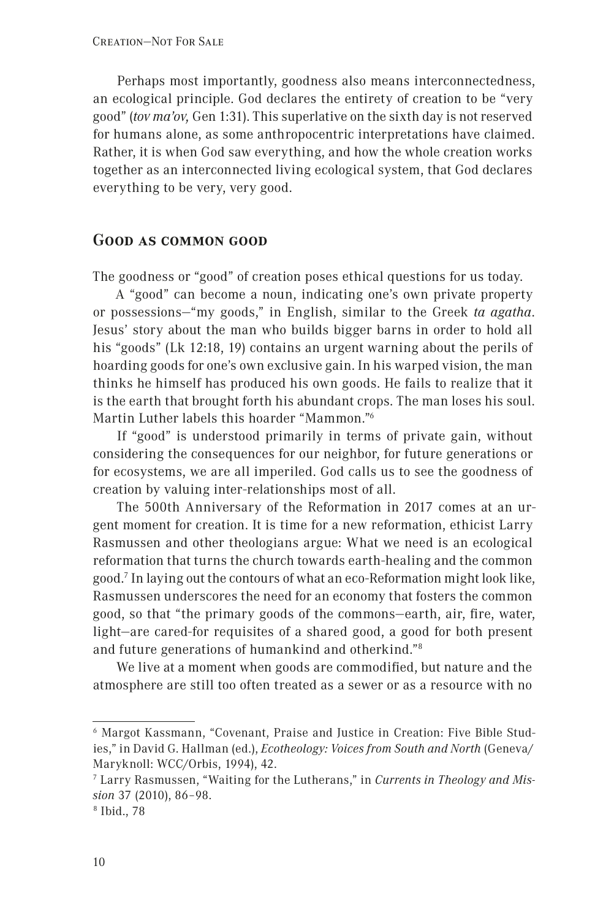Perhaps most importantly, goodness also means interconnectedness, an ecological principle. God declares the entirety of creation to be "very good" (*tov ma'ov,* Gen 1:31). This superlative on the sixth day is not reserved for humans alone, as some anthropocentric interpretations have claimed. Rather, it is when God saw everything, and how the whole creation works together as an interconnected living ecological system, that God declares everything to be very, very good.

## Good as common good

The goodness or "good" of creation poses ethical questions for us today.

A "good" can become a noun, indicating one's own private property or possessions—"my goods," in English, similar to the Greek *ta agatha*. Jesus' story about the man who builds bigger barns in order to hold all his "goods" (Lk 12:18, 19) contains an urgent warning about the perils of hoarding goods for one's own exclusive gain. In his warped vision, the man thinks he himself has produced his own goods. He fails to realize that it is the earth that brought forth his abundant crops. The man loses his soul. Martin Luther labels this hoarder "Mammon."[6]

If "good" is understood primarily in terms of private gain, without considering the consequences for our neighbor, for future generations or for ecosystems, we are all imperiled. God calls us to see the goodness of creation by valuing inter-relationships most of all.

The 500th Anniversary of the Reformation in 2017 comes at an urgent moment for creation. It is time for a new reformation, ethicist Larry Rasmussen and other theologians argue: What we need is an ecological reformation that turns the church towards earth-healing and the common good.[7] In laying out the contours of what an eco-Reformation might look like, Rasmussen underscores the need for an economy that fosters the common good, so that "the primary goods of the commons—earth, air, fire, water, light—are cared-for requisites of a shared good, a good for both present and future generations of humankind and otherkind."[8]

We live at a moment when goods are commodified, but nature and the atmosphere are still too often treated as a sewer or as a resource with no

---

[6] Margot Kassmann, "Covenant, Praise and Justice in Creation: Five Bible Studies," in David G. Hallman (ed.), *Ecotheology: Voices from South and North* (Geneva/Maryknoll: WCC/Orbis, 1994), 42.

[7] Larry Rasmussen, "Waiting for the Lutherans," in *Currents in Theology and Mission* 37 (2010), 86–98.

[8] Ibid., 78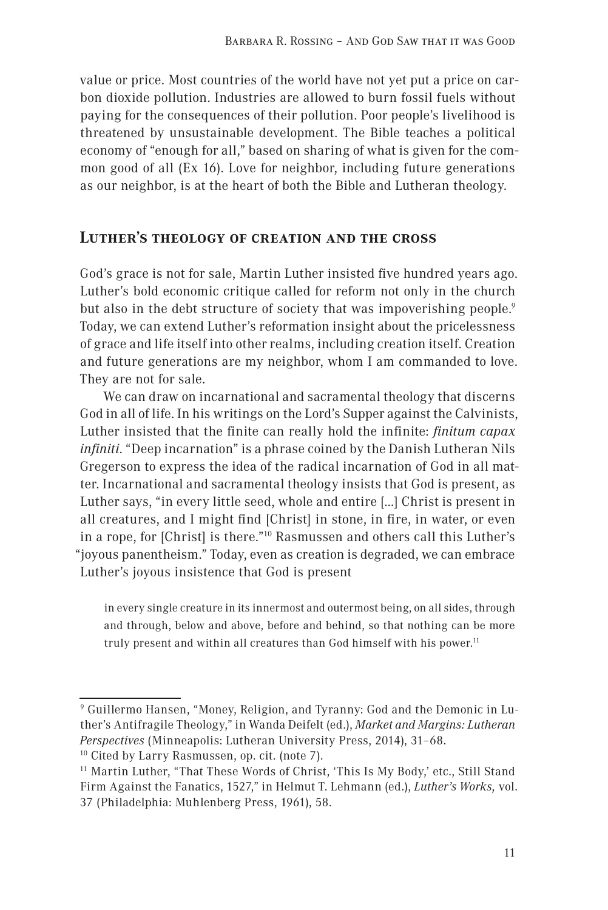value or price. Most countries of the world have not yet put a price on carbon dioxide pollution. Industries are allowed to burn fossil fuels without paying for the consequences of their pollution. Poor people's livelihood is threatened by unsustainable development. The Bible teaches a political economy of "enough for all," based on sharing of what is given for the common good of all (Ex 16). Love for neighbor, including future generations as our neighbor, is at the heart of both the Bible and Lutheran theology.

## Luther's theology of creation and the cross

God's grace is not for sale, Martin Luther insisted five hundred years ago. Luther's bold economic critique called for reform not only in the church but also in the debt structure of society that was impoverishing people.[9] Today, we can extend Luther's reformation insight about the pricelessness of grace and life itself into other realms, including creation itself. Creation and future generations are my neighbor, whom I am commanded to love. They are not for sale.

We can draw on incarnational and sacramental theology that discerns God in all of life. In his writings on the Lord's Supper against the Calvinists, Luther insisted that the finite can really hold the infinite: *finitum capax infiniti*. "Deep incarnation" is a phrase coined by the Danish Lutheran Nils Gregerson to express the idea of the radical incarnation of God in all matter. Incarnational and sacramental theology insists that God is present, as Luther says, "in every little seed, whole and entire [...] Christ is present in all creatures, and I might find [Christ] in stone, in fire, in water, or even in a rope, for [Christ] is there."[10] Rasmussen and others call this Luther's "joyous panentheism." Today, even as creation is degraded, we can embrace Luther's joyous insistence that God is present

> in every single creature in its innermost and outermost being, on all sides, through and through, below and above, before and behind, so that nothing can be more truly present and within all creatures than God himself with his power.[11]

---

[9] Guillermo Hansen, "Money, Religion, and Tyranny: God and the Demonic in Luther's Antifragile Theology," in Wanda Deifelt (ed.), *Market and Margins: Lutheran Perspectives* (Minneapolis: Lutheran University Press, 2014), 31–68.

[10] Cited by Larry Rasmussen, op. cit. (note 7).

[11] Martin Luther, "That These Words of Christ, 'This Is My Body,' etc., Still Stand Firm Against the Fanatics, 1527," in Helmut T. Lehmann (ed.), *Luther's Works,* vol. 37 (Philadelphia: Muhlenberg Press, 1961), 58.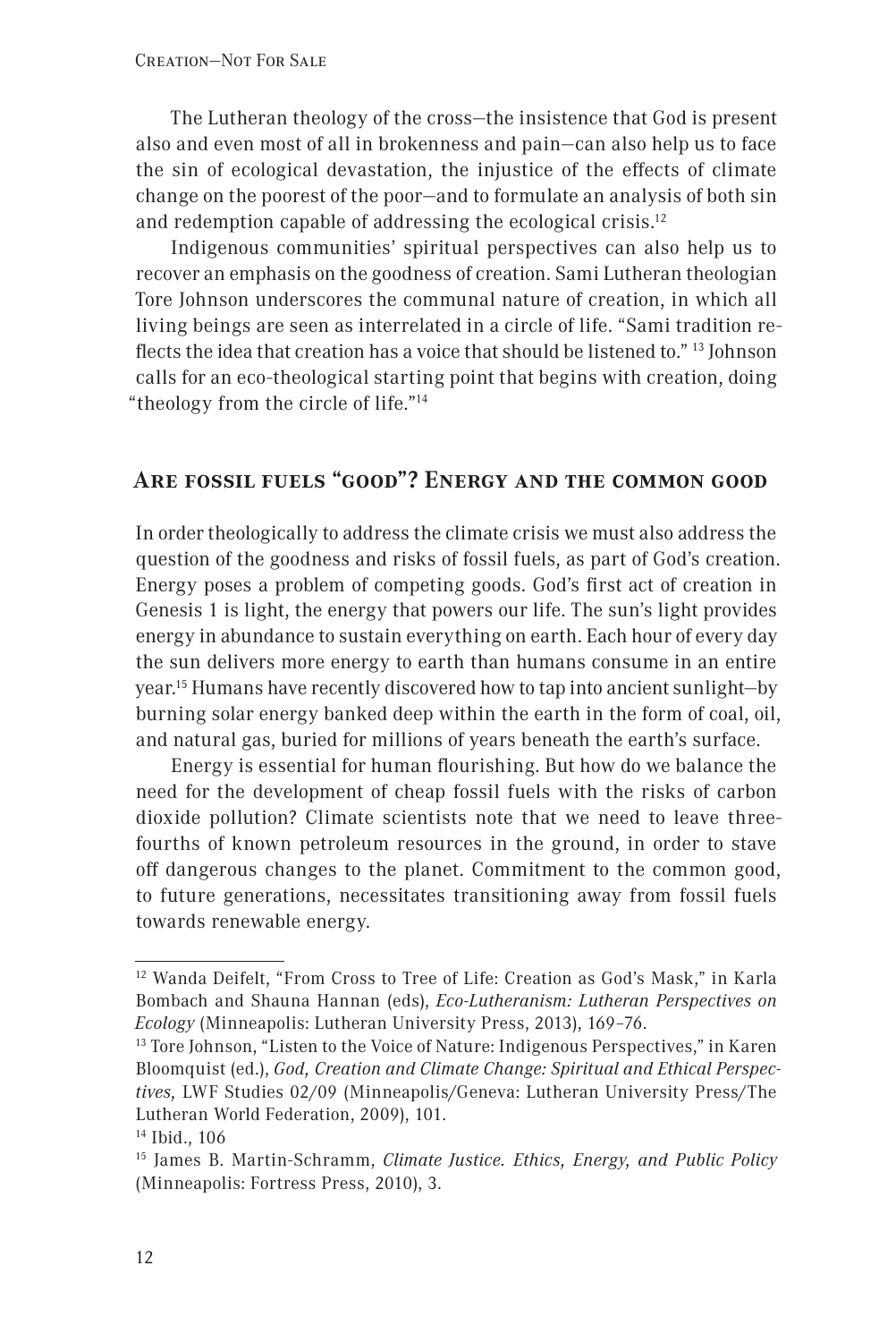The Lutheran theology of the cross—the insistence that God is present also and even most of all in brokenness and pain—can also help us to face the sin of ecological devastation, the injustice of the effects of climate change on the poorest of the poor—and to formulate an analysis of both sin and redemption capable of addressing the ecological crisis.[12]

Indigenous communities' spiritual perspectives can also help us to recover an emphasis on the goodness of creation. Sami Lutheran theologian Tore Johnson underscores the communal nature of creation, in which all living beings are seen as interrelated in a circle of life. "Sami tradition reflects the idea that creation has a voice that should be listened to." [13] Johnson calls for an eco-theological starting point that begins with creation, doing "theology from the circle of life."[14]

## Are fossil fuels "good"? Energy and the common good

In order theologically to address the climate crisis we must also address the question of the goodness and risks of fossil fuels, as part of God's creation. Energy poses a problem of competing goods. God's first act of creation in Genesis 1 is light, the energy that powers our life. The sun's light provides energy in abundance to sustain everything on earth. Each hour of every day the sun delivers more energy to earth than humans consume in an entire year.[15] Humans have recently discovered how to tap into ancient sunlight—by burning solar energy banked deep within the earth in the form of coal, oil, and natural gas, buried for millions of years beneath the earth's surface.

Energy is essential for human flourishing. But how do we balance the need for the development of cheap fossil fuels with the risks of carbon dioxide pollution? Climate scientists note that we need to leave three-fourths of known petroleum resources in the ground, in order to stave off dangerous changes to the planet. Commitment to the common good, to future generations, necessitates transitioning away from fossil fuels towards renewable energy.

---

[12] Wanda Deifelt, "From Cross to Tree of Life: Creation as God's Mask," in Karla Bombach and Shauna Hannan (eds), *Eco-Lutheranism: Lutheran Perspectives on Ecology* (Minneapolis: Lutheran University Press, 2013), 169–76.

[13] Tore Johnson, "Listen to the Voice of Nature: Indigenous Perspectives," in Karen Bloomquist (ed.), *God, Creation and Climate Change: Spiritual and Ethical Perspectives,* LWF Studies 02/09 (Minneapolis/Geneva: Lutheran University Press/The Lutheran World Federation, 2009), 101.

[14] Ibid., 106

[15] James B. Martin-Schramm, *Climate Justice. Ethics, Energy, and Public Policy* (Minneapolis: Fortress Press, 2010), 3.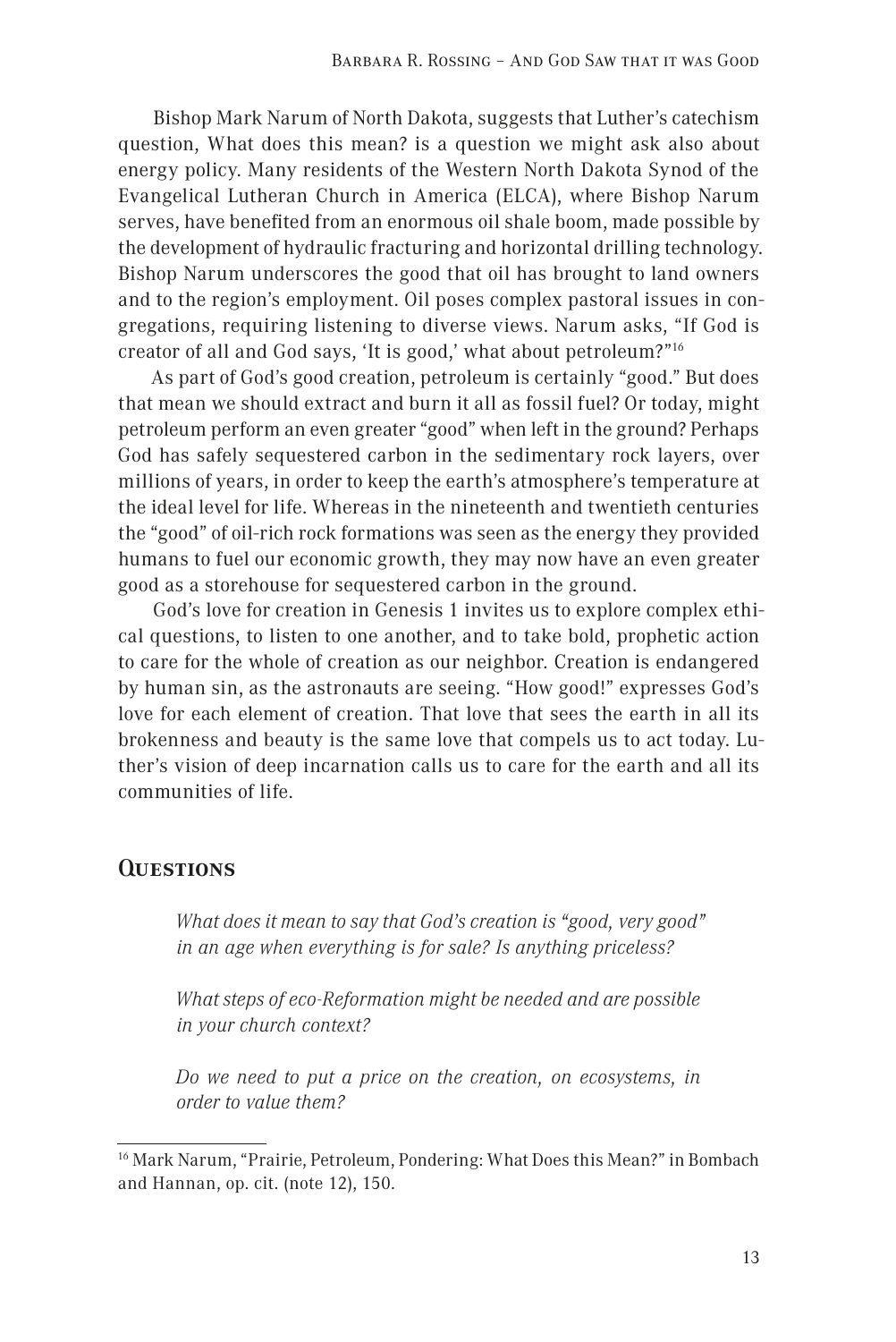Bishop Mark Narum of North Dakota, suggests that Luther's catechism question, What does this mean? is a question we might ask also about energy policy. Many residents of the Western North Dakota Synod of the Evangelical Lutheran Church in America (ELCA), where Bishop Narum serves, have benefited from an enormous oil shale boom, made possible by the development of hydraulic fracturing and horizontal drilling technology. Bishop Narum underscores the good that oil has brought to land owners and to the region's employment. Oil poses complex pastoral issues in congregations, requiring listening to diverse views. Narum asks, "If God is creator of all and God says, 'It is good,' what about petroleum?"[16]

As part of God's good creation, petroleum is certainly "good." But does that mean we should extract and burn it all as fossil fuel? Or today, might petroleum perform an even greater "good" when left in the ground? Perhaps God has safely sequestered carbon in the sedimentary rock layers, over millions of years, in order to keep the earth's atmosphere's temperature at the ideal level for life. Whereas in the nineteenth and twentieth centuries the "good" of oil-rich rock formations was seen as the energy they provided humans to fuel our economic growth, they may now have an even greater good as a storehouse for sequestered carbon in the ground.

God's love for creation in Genesis 1 invites us to explore complex ethical questions, to listen to one another, and to take bold, prophetic action to care for the whole of creation as our neighbor. Creation is endangered by human sin, as the astronauts are seeing. "How good!" expresses God's love for each element of creation. That love that sees the earth in all its brokenness and beauty is the same love that compels us to act today. Luther's vision of deep incarnation calls us to care for the earth and all its communities of life.

## Questions

*What does it mean to say that God's creation is "good, very good" in an age when everything is for sale? Is anything priceless?*

*What steps of eco-Reformation might be needed and are possible in your church context?*

*Do we need to put a price on the creation, on ecosystems, in order to value them?*

---

[16] Mark Narum, "Prairie, Petroleum, Pondering: What Does this Mean?" in Bombach and Hannan, op. cit. (note 12), 150.